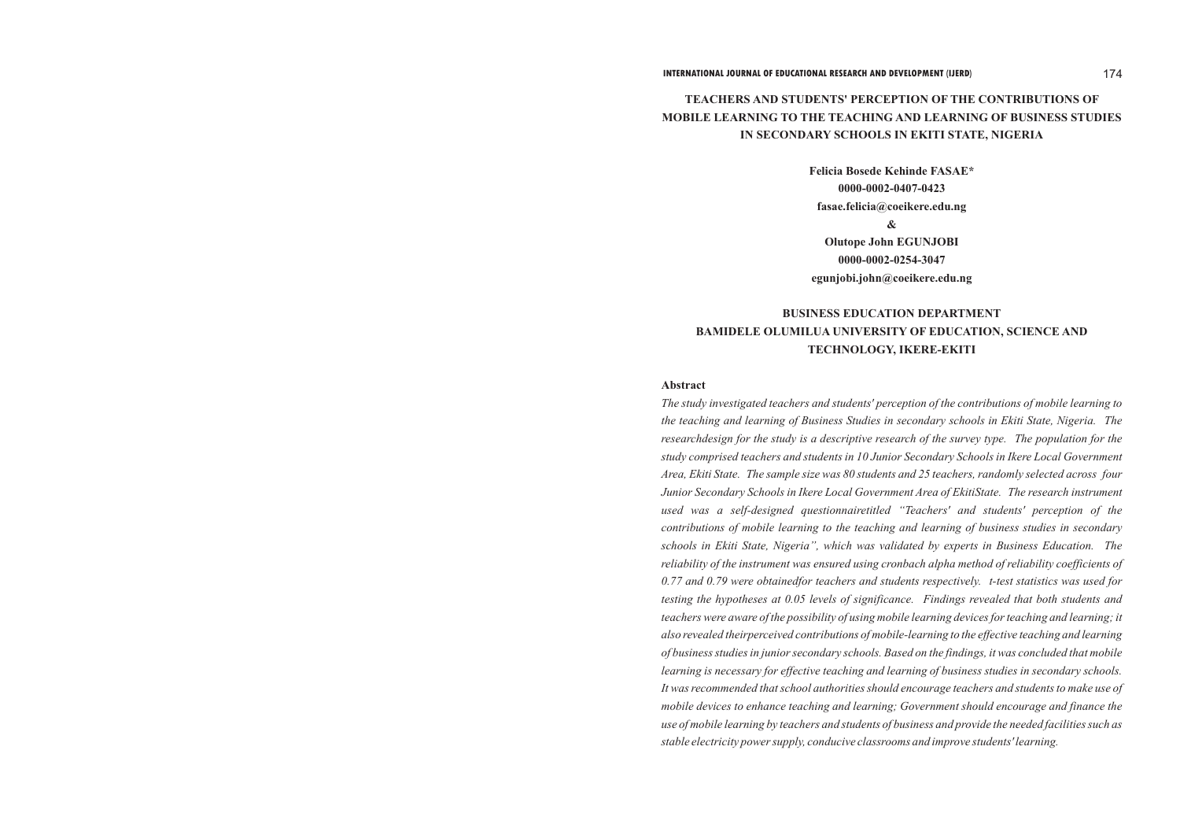# TEACHERS AND STUDENTS' PERCEPTION OF THE CONTRIBUTIONS OF MOBILE LEARNING TO THE TEACHING AND LEARNING OF BUSINESS STUDIES IN SECONDARY SCHOOLS IN EKITI STATE, NIGERIA

**Felicia Bosede Kehinde FASAE***
**0000-0002-0407-0423**
**fasae.felicia@coeikere.edu.ng**

**&**

**Olutope John EGUNJOBI**
**0000-0002-0254-3047**
**egunjobi.john@coeikere.edu.ng**

**BUSINESS EDUCATION DEPARTMENT**
**BAMIDELE OLUMILUA UNIVERSITY OF EDUCATION, SCIENCE AND TECHNOLOGY, IKERE-EKITI**

## Abstract

*The study investigated teachers and students' perception of the contributions of mobile learning to the teaching and learning of Business Studies in secondary schools in Ekiti State, Nigeria. The researchdesign for the study is a descriptive research of the survey type. The population for the study comprised teachers and students in 10 Junior Secondary Schools in Ikere Local Government Area, Ekiti State. The sample size was 80 students and 25 teachers, randomly selected across four Junior Secondary Schools in Ikere Local Government Area of EkitiState. The research instrument used was a self-designed questionnairetitled "Teachers' and students' perception of the contributions of mobile learning to the teaching and learning of business studies in secondary schools in Ekiti State, Nigeria", which was validated by experts in Business Education. The reliability of the instrument was ensured using cronbach alpha method of reliability coefficients of 0.77 and 0.79 were obtainedfor teachers and students respectively. t-test statistics was used for testing the hypotheses at 0.05 levels of significance. Findings revealed that both students and teachers were aware of the possibility of using mobile learning devices for teaching and learning; it also revealed theirperceived contributions of mobile-learning to the effective teaching and learning of business studies in junior secondary schools. Based on the findings, it was concluded that mobile learning is necessary for effective teaching and learning of business studies in secondary schools. It was recommended that school authorities should encourage teachers and students to make use of mobile devices to enhance teaching and learning; Government should encourage and finance the use of mobile learning by teachers and students of business and provide the needed facilities such as stable electricity power supply, conducive classrooms and improve students' learning.*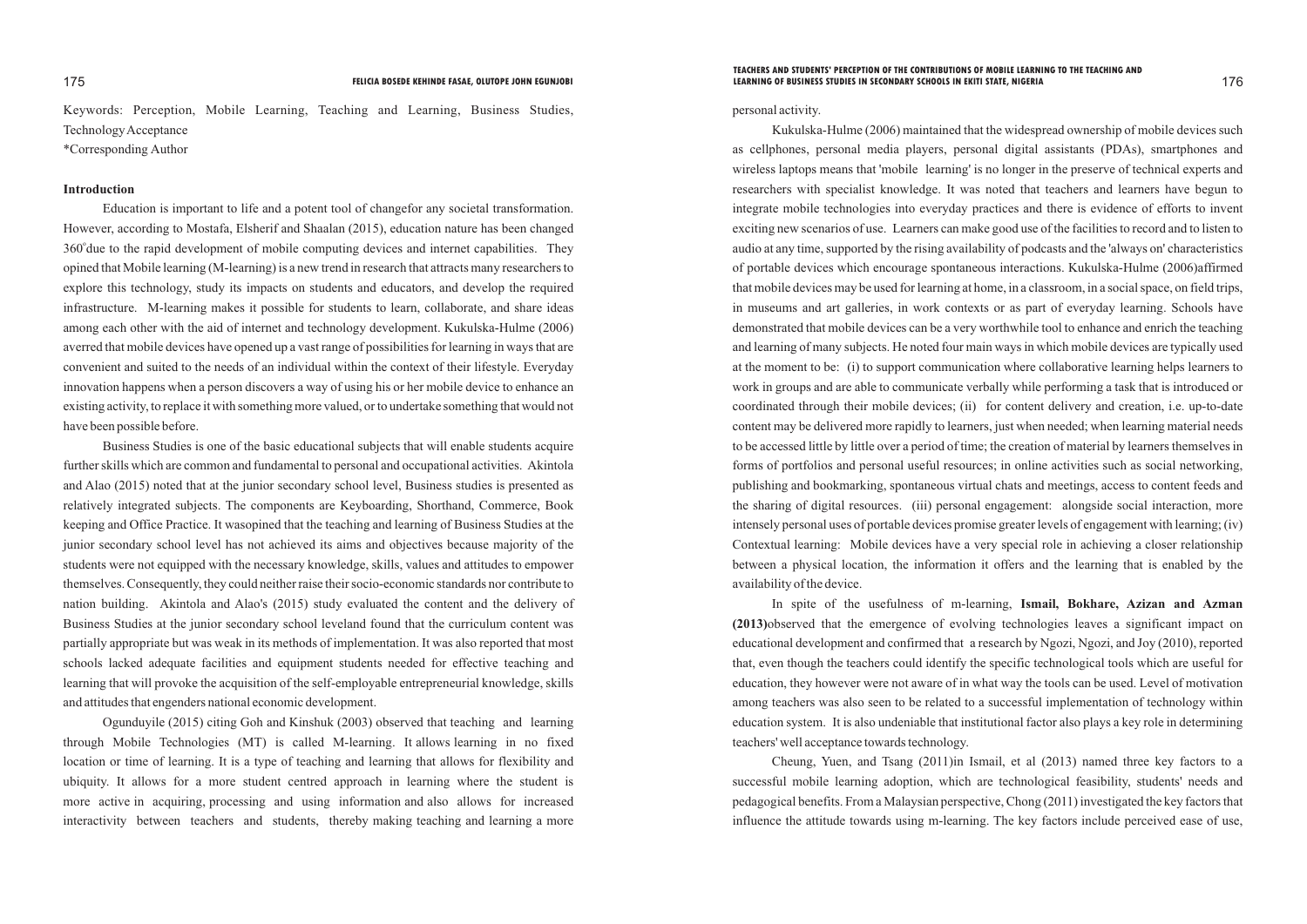Keywords: Perception, Mobile Learning, Teaching and Learning, Business Studies, Technology Acceptance

*Corresponding Author

## Introduction

Education is important to life and a potent tool of changefor any societal transformation. However, according to Mostafa, Elsherif and Shaalan (2015), education nature has been changed $360^{\circ}$due to the rapid development of mobile computing devices and internet capabilities. They opined that Mobile learning (M-learning) is a new trend in research that attracts many researchers to explore this technology, study its impacts on students and educators, and develop the required infrastructure. M-learning makes it possible for students to learn, collaborate, and share ideas among each other with the aid of internet and technology development. Kukulska-Hulme (2006) averred that mobile devices have opened up a vast range of possibilities for learning in ways that are convenient and suited to the needs of an individual within the context of their lifestyle. Everyday innovation happens when a person discovers a way of using his or her mobile device to enhance an existing activity, to replace it with something more valued, or to undertake something that would not have been possible before.

Business Studies is one of the basic educational subjects that will enable students acquire further skills which are common and fundamental to personal and occupational activities. Akintola and Alao (2015) noted that at the junior secondary school level, Business studies is presented as relatively integrated subjects. The components are Keyboarding, Shorthand, Commerce, Book keeping and Office Practice. It wasopined that the teaching and learning of Business Studies at the junior secondary school level has not achieved its aims and objectives because majority of the students were not equipped with the necessary knowledge, skills, values and attitudes to empower themselves. Consequently, they could neither raise their socio-economic standards nor contribute to nation building. Akintola and Alao's (2015) study evaluated the content and the delivery of Business Studies at the junior secondary school leveland found that the curriculum content was partially appropriate but was weak in its methods of implementation. It was also reported that most schools lacked adequate facilities and equipment students needed for effective teaching and learning that will provoke the acquisition of the self-employable entrepreneurial knowledge, skills and attitudes that engenders national economic development.

Ogunduyile (2015) citing Goh and Kinshuk (2003) observed that teaching and learning through Mobile Technologies (MT) is called M-learning. It allows learning in no fixed location or time of learning. It is a type of teaching and learning that allows for flexibility and ubiquity. It allows for a more student centred approach in learning where the student is more active in acquiring, processing and using information and also allows for increased interactivity between teachers and students, thereby making teaching and learning a more personal activity.

Kukulska-Hulme (2006) maintained that the widespread ownership of mobile devices such as cellphones, personal media players, personal digital assistants (PDAs), smartphones and wireless laptops means that 'mobile learning' is no longer in the preserve of technical experts and researchers with specialist knowledge. It was noted that teachers and learners have begun to integrate mobile technologies into everyday practices and there is evidence of efforts to invent exciting new scenarios of use. Learners can make good use of the facilities to record and to listen to audio at any time, supported by the rising availability of podcasts and the 'always on' characteristics of portable devices which encourage spontaneous interactions. Kukulska-Hulme (2006)affirmed that mobile devices may be used for learning at home, in a classroom, in a social space, on field trips, in museums and art galleries, in work contexts or as part of everyday learning. Schools have demonstrated that mobile devices can be a very worthwhile tool to enhance and enrich the teaching and learning of many subjects. He noted four main ways in which mobile devices are typically used at the moment to be: (i) to support communication where collaborative learning helps learners to work in groups and are able to communicate verbally while performing a task that is introduced or coordinated through their mobile devices; (ii) for content delivery and creation, i.e. up-to-date content may be delivered more rapidly to learners, just when needed; when learning material needs to be accessed little by little over a period of time; the creation of material by learners themselves in forms of portfolios and personal useful resources; in online activities such as social networking, publishing and bookmarking, spontaneous virtual chats and meetings, access to content feeds and the sharing of digital resources. (iii) personal engagement: alongside social interaction, more intensely personal uses of portable devices promise greater levels of engagement with learning; (iv) Contextual learning: Mobile devices have a very special role in achieving a closer relationship between a physical location, the information it offers and the learning that is enabled by the availability of the device.

In spite of the usefulness of m-learning, **Ismail, Bokhare, Azizan and Azman (2013)**observed that the emergence of evolving technologies leaves a significant impact on educational development and confirmed that a research by Ngozi, Ngozi, and Joy (2010), reported that, even though the teachers could identify the specific technological tools which are useful for education, they however were not aware of in what way the tools can be used. Level of motivation among teachers was also seen to be related to a successful implementation of technology within education system. It is also undeniable that institutional factor also plays a key role in determining teachers' well acceptance towards technology.

Cheung, Yuen, and Tsang (2011)in Ismail, et al (2013) named three key factors to a successful mobile learning adoption, which are technological feasibility, students' needs and pedagogical benefits. From a Malaysian perspective, Chong (2011) investigated the key factors that influence the attitude towards using m-learning. The key factors include perceived ease of use,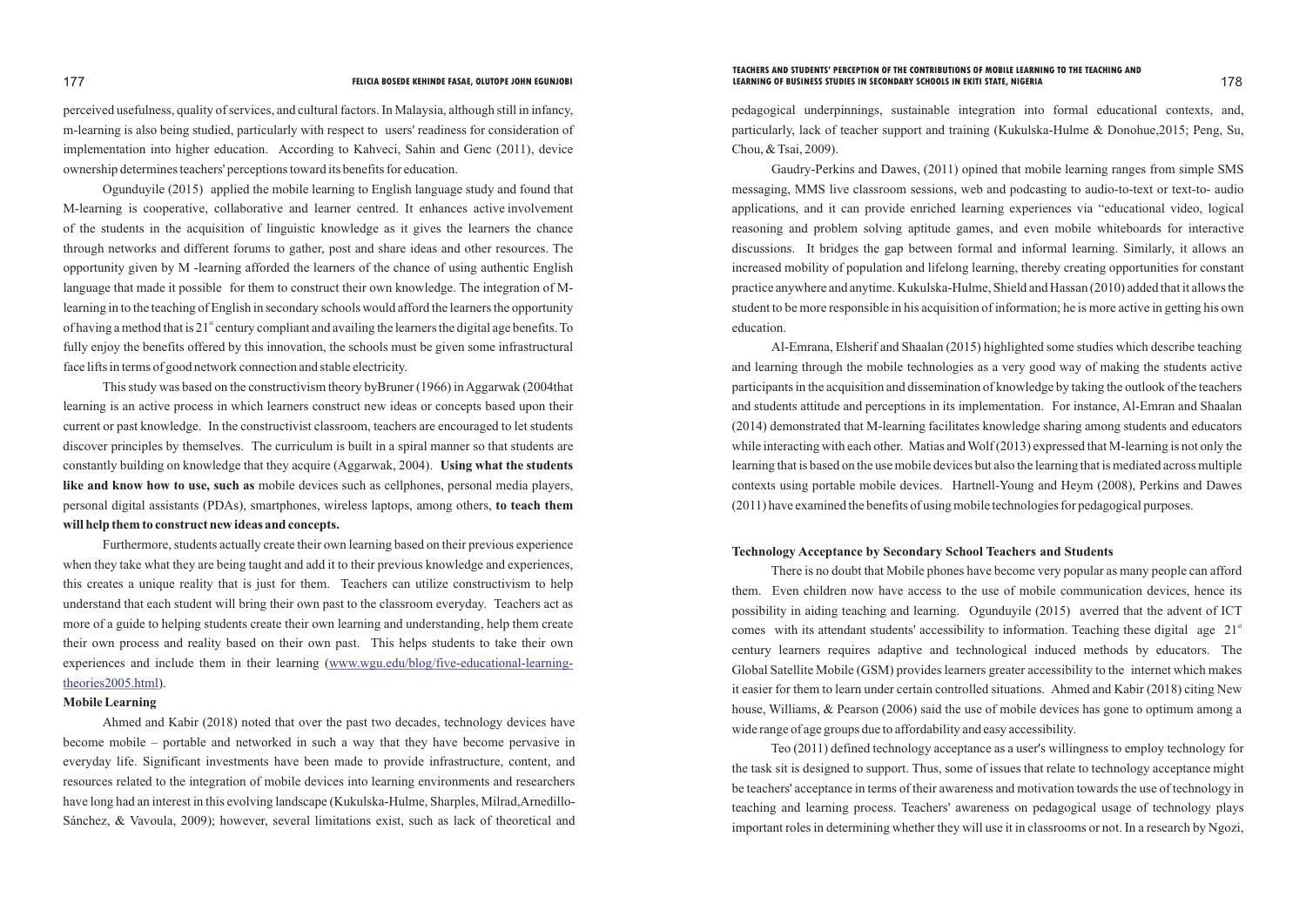perceived usefulness, quality of services, and cultural factors. In Malaysia, although still in infancy, m-learning is also being studied, particularly with respect to users' readiness for consideration of implementation into higher education. According to Kahveci, Sahin and Genc (2011), device ownership determines teachers' perceptions toward its benefits for education.

Ogunduyile (2015) applied the mobile learning to English language study and found that M-learning is cooperative, collaborative and learner centred. It enhances active involvement of the students in the acquisition of linguistic knowledge as it gives the learners the chance through networks and different forums to gather, post and share ideas and other resources. The opportunity given by M -learning afforded the learners of the chance of using authentic English language that made it possible for them to construct their own knowledge. The integration of M-learning in to the teaching of English in secondary schools would afford the learners the opportunity of having a method that is 21st century compliant and availing the learners the digital age benefits. To fully enjoy the benefits offered by this innovation, the schools must be given some infrastructural face lifts in terms of good network connection and stable electricity.

This study was based on the constructivism theory byBruner (1966) in Aggarwak (2004that learning is an active process in which learners construct new ideas or concepts based upon their current or past knowledge. In the constructivist classroom, teachers are encouraged to let students discover principles by themselves. The curriculum is built in a spiral manner so that students are constantly building on knowledge that they acquire (Aggarwak, 2004). **Using what the students like and know how to use, such as** mobile devices such as cellphones, personal media players, personal digital assistants (PDAs), smartphones, wireless laptops, among others, **to teach them will help them to construct new ideas and concepts.**

Furthermore, students actually create their own learning based on their previous experience when they take what they are being taught and add it to their previous knowledge and experiences, this creates a unique reality that is just for them. Teachers can utilize constructivism to help understand that each student will bring their own past to the classroom everyday. Teachers act as more of a guide to helping students create their own learning and understanding, help them create their own process and reality based on their own past. This helps students to take their own experiences and include them in their learning (www.wgu.edu/blog/five-educational-learning-theories2005.html).

**Mobile Learning**

Ahmed and Kabir (2018) noted that over the past two decades, technology devices have become mobile – portable and networked in such a way that they have become pervasive in everyday life. Significant investments have been made to provide infrastructure, content, and resources related to the integration of mobile devices into learning environments and researchers have long had an interest in this evolving landscape (Kukulska-Hulme, Sharples, Milrad,Arnedillo-Sánchez, & Vavoula, 2009); however, several limitations exist, such as lack of theoretical and pedagogical underpinnings, sustainable integration into formal educational contexts, and, particularly, lack of teacher support and training (Kukulska-Hulme & Donohue,2015; Peng, Su, Chou, & Tsai, 2009).

Gaudry-Perkins and Dawes, (2011) opined that mobile learning ranges from simple SMS messaging, MMS live classroom sessions, web and podcasting to audio-to-text or text-to- audio applications, and it can provide enriched learning experiences via "educational video, logical reasoning and problem solving aptitude games, and even mobile whiteboards for interactive discussions. It bridges the gap between formal and informal learning. Similarly, it allows an increased mobility of population and lifelong learning, thereby creating opportunities for constant practice anywhere and anytime. Kukulska-Hulme, Shield and Hassan (2010) added that it allows the student to be more responsible in his acquisition of information; he is more active in getting his own education.

Al-Emrana, Elsherif and Shaalan (2015) highlighted some studies which describe teaching and learning through the mobile technologies as a very good way of making the students active participants in the acquisition and dissemination of knowledge by taking the outlook of the teachers and students attitude and perceptions in its implementation. For instance, Al-Emran and Shaalan (2014) demonstrated that M-learning facilitates knowledge sharing among students and educators while interacting with each other. Matias and Wolf (2013) expressed that M-learning is not only the learning that is based on the use mobile devices but also the learning that is mediated across multiple contexts using portable mobile devices. Hartnell-Young and Heym (2008), Perkins and Dawes (2011) have examined the benefits of using mobile technologies for pedagogical purposes.

**Technology Acceptance by Secondary School Teachers and Students**

There is no doubt that Mobile phones have become very popular as many people can afford them. Even children now have access to the use of mobile communication devices, hence its possibility in aiding teaching and learning. Ogunduyile (2015) averred that the advent of ICT comes with its attendant students' accessibility to information. Teaching these digital age 21st century learners requires adaptive and technological induced methods by educators. The Global Satellite Mobile (GSM) provides learners greater accessibility to the internet which makes it easier for them to learn under certain controlled situations. Ahmed and Kabir (2018) citing New house, Williams, & Pearson (2006) said the use of mobile devices has gone to optimum among a wide range of age groups due to affordability and easy accessibility.

Teo (2011) defined technology acceptance as a user's willingness to employ technology for the task sit is designed to support. Thus, some of issues that relate to technology acceptance might be teachers' acceptance in terms of their awareness and motivation towards the use of technology in teaching and learning process. Teachers' awareness on pedagogical usage of technology plays important roles in determining whether they will use it in classrooms or not. In a research by Ngozi,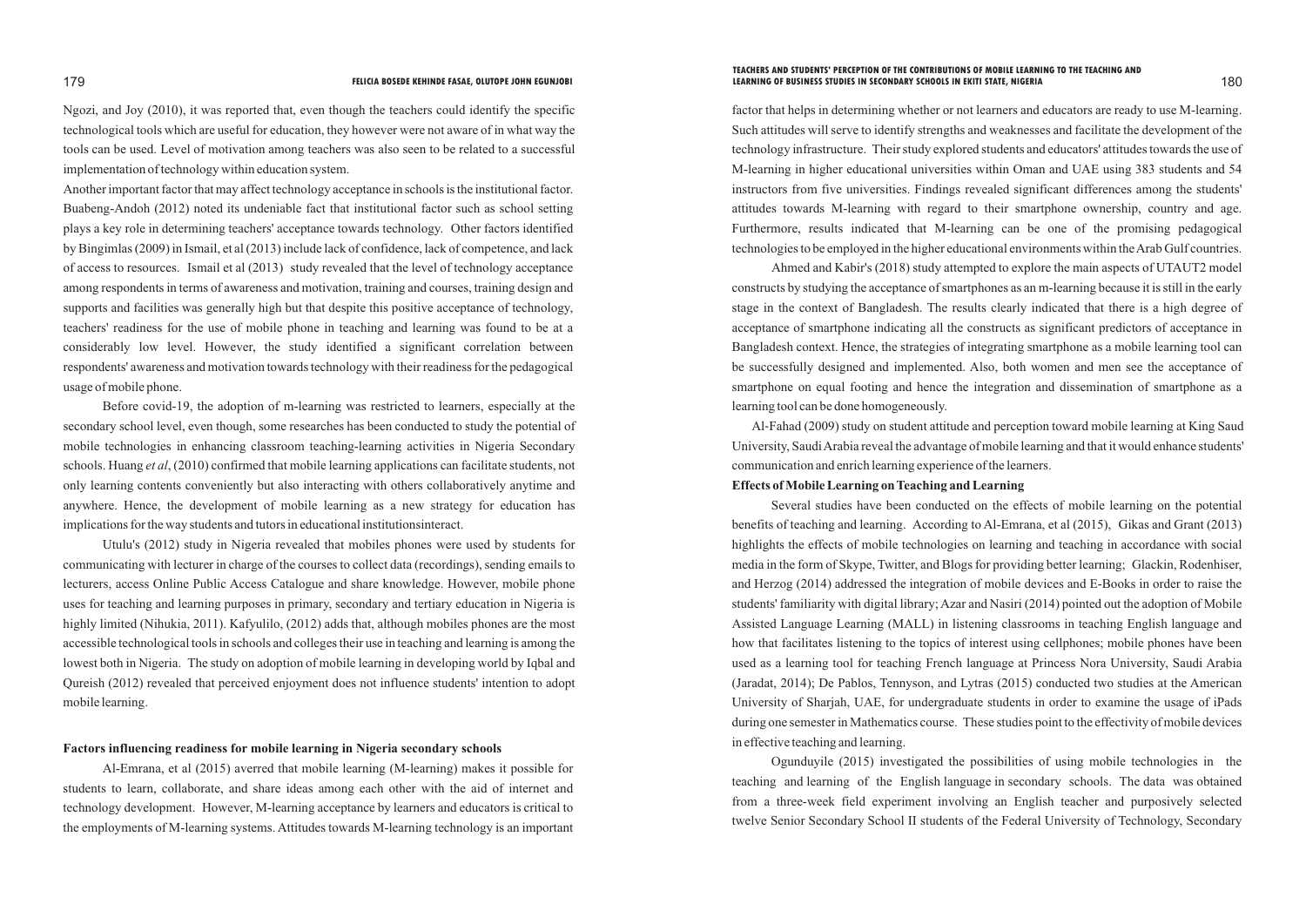Ngozi, and Joy (2010), it was reported that, even though the teachers could identify the specific technological tools which are useful for education, they however were not aware of in what way the tools can be used. Level of motivation among teachers was also seen to be related to a successful implementation of technology within education system.

Another important factor that may affect technology acceptance in schools is the institutional factor. Buabeng-Andoh (2012) noted its undeniable fact that institutional factor such as school setting plays a key role in determining teachers' acceptance towards technology. Other factors identified by Bingimlas (2009) in Ismail, et al (2013) include lack of confidence, lack of competence, and lack of access to resources. Ismail et al (2013) study revealed that the level of technology acceptance among respondents in terms of awareness and motivation, training and courses, training design and supports and facilities was generally high but that despite this positive acceptance of technology, teachers' readiness for the use of mobile phone in teaching and learning was found to be at a considerably low level. However, the study identified a significant correlation between respondents' awareness and motivation towards technology with their readiness for the pedagogical usage of mobile phone.

Before covid-19, the adoption of m-learning was restricted to learners, especially at the secondary school level, even though, some researches has been conducted to study the potential of mobile technologies in enhancing classroom teaching-learning activities in Nigeria Secondary schools. Huang *et al*, (2010) confirmed that mobile learning applications can facilitate students, not only learning contents conveniently but also interacting with others collaboratively anytime and anywhere. Hence, the development of mobile learning as a new strategy for education has implications for the way students and tutors in educational institutionsinteract.

Utulu's (2012) study in Nigeria revealed that mobiles phones were used by students for communicating with lecturer in charge of the courses to collect data (recordings), sending emails to lecturers, access Online Public Access Catalogue and share knowledge. However, mobile phone uses for teaching and learning purposes in primary, secondary and tertiary education in Nigeria is highly limited (Nihukia, 2011). Kafyulilo, (2012) adds that, although mobiles phones are the most accessible technological tools in schools and colleges their use in teaching and learning is among the lowest both in Nigeria. The study on adoption of mobile learning in developing world by Iqbal and Qureish (2012) revealed that perceived enjoyment does not influence students' intention to adopt mobile learning.

**Factors influencing readiness for mobile learning in Nigeria secondary schools**

Al-Emrana, et al (2015) averred that mobile learning (M-learning) makes it possible for students to learn, collaborate, and share ideas among each other with the aid of internet and technology development. However, M-learning acceptance by learners and educators is critical to the employments of M-learning systems. Attitudes towards M-learning technology is an important factor that helps in determining whether or not learners and educators are ready to use M-learning. Such attitudes will serve to identify strengths and weaknesses and facilitate the development of the technology infrastructure. Their study explored students and educators' attitudes towards the use of M-learning in higher educational universities within Oman and UAE using 383 students and 54 instructors from five universities. Findings revealed significant differences among the students' attitudes towards M-learning with regard to their smartphone ownership, country and age. Furthermore, results indicated that M-learning can be one of the promising pedagogical technologies to be employed in the higher educational environments within the Arab Gulf countries.

Ahmed and Kabir's (2018) study attempted to explore the main aspects of UTAUT2 model constructs by studying the acceptance of smartphones as an m-learning because it is still in the early stage in the context of Bangladesh. The results clearly indicated that there is a high degree of acceptance of smartphone indicating all the constructs as significant predictors of acceptance in Bangladesh context. Hence, the strategies of integrating smartphone as a mobile learning tool can be successfully designed and implemented. Also, both women and men see the acceptance of smartphone on equal footing and hence the integration and dissemination of smartphone as a learning tool can be done homogeneously.

Al-Fahad (2009) study on student attitude and perception toward mobile learning at King Saud University, Saudi Arabia reveal the advantage of mobile learning and that it would enhance students' communication and enrich learning experience of the learners.

**Effects of Mobile Learning on Teaching and Learning**

Several studies have been conducted on the effects of mobile learning on the potential benefits of teaching and learning. According to Al-Emrana, et al (2015), Gikas and Grant (2013) highlights the effects of mobile technologies on learning and teaching in accordance with social media in the form of Skype, Twitter, and Blogs for providing better learning; Glackin, Rodenhiser, and Herzog (2014) addressed the integration of mobile devices and E-Books in order to raise the students' familiarity with digital library; Azar and Nasiri (2014) pointed out the adoption of Mobile Assisted Language Learning (MALL) in listening classrooms in teaching English language and how that facilitates listening to the topics of interest using cellphones; mobile phones have been used as a learning tool for teaching French language at Princess Nora University, Saudi Arabia (Jaradat, 2014); De Pablos, Tennyson, and Lytras (2015) conducted two studies at the American University of Sharjah, UAE, for undergraduate students in order to examine the usage of iPads during one semester in Mathematics course. These studies point to the effectivity of mobile devices in effective teaching and learning.

Ogunduyile (2015) investigated the possibilities of using mobile technologies in the teaching and learning of the English language in secondary schools. The data was obtained from a three-week field experiment involving an English teacher and purposively selected twelve Senior Secondary School II students of the Federal University of Technology, Secondary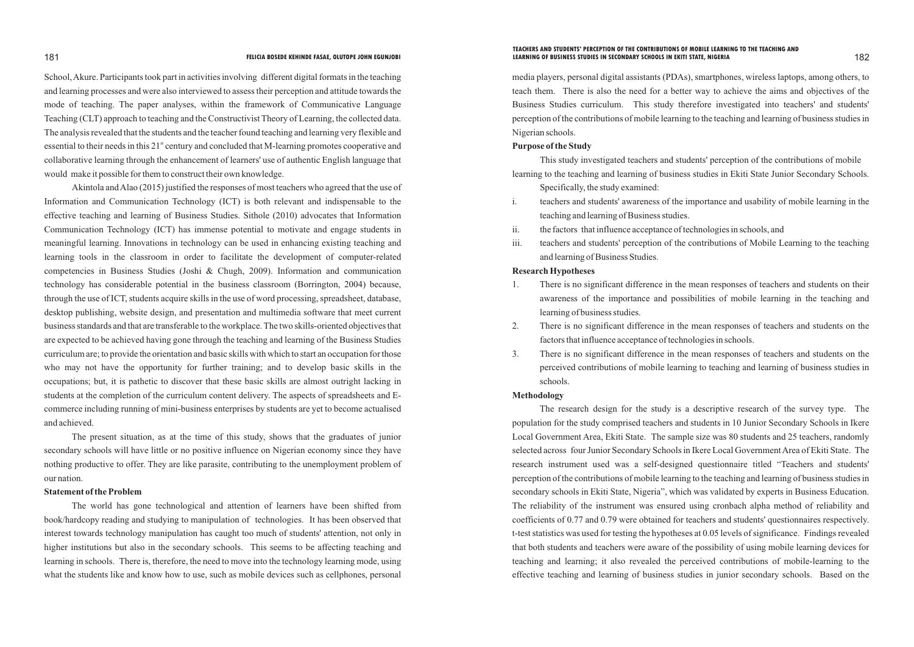School, Akure. Participants took part in activities involving different digital formats in the teaching and learning processes and were also interviewed to assess their perception and attitude towards the mode of teaching. The paper analyses, within the framework of Communicative Language Teaching (CLT) approach to teaching and the Constructivist Theory of Learning, the collected data. The analysis revealed that the students and the teacher found teaching and learning very flexible and essential to their needs in this 21st century and concluded that M-learning promotes cooperative and collaborative learning through the enhancement of learners' use of authentic English language that would make it possible for them to construct their own knowledge.

Akintola and Alao (2015) justified the responses of most teachers who agreed that the use of Information and Communication Technology (ICT) is both relevant and indispensable to the effective teaching and learning of Business Studies. Sithole (2010) advocates that Information Communication Technology (ICT) has immense potential to motivate and engage students in meaningful learning. Innovations in technology can be used in enhancing existing teaching and learning tools in the classroom in order to facilitate the development of computer-related competencies in Business Studies (Joshi & Chugh, 2009). Information and communication technology has considerable potential in the business classroom (Borrington, 2004) because, through the use of ICT, students acquire skills in the use of word processing, spreadsheet, database, desktop publishing, website design, and presentation and multimedia software that meet current business standards and that are transferable to the workplace. The two skills-oriented objectives that are expected to be achieved having gone through the teaching and learning of the Business Studies curriculum are; to provide the orientation and basic skills with which to start an occupation for those who may not have the opportunity for further training; and to develop basic skills in the occupations; but, it is pathetic to discover that these basic skills are almost outright lacking in students at the completion of the curriculum content delivery. The aspects of spreadsheets and E-commerce including running of mini-business enterprises by students are yet to become actualised and achieved.

The present situation, as at the time of this study, shows that the graduates of junior secondary schools will have little or no positive influence on Nigerian economy since they have nothing productive to offer. They are like parasite, contributing to the unemployment problem of our nation.

**Statement of the Problem**

The world has gone technological and attention of learners have been shifted from book/hardcopy reading and studying to manipulation of technologies. It has been observed that interest towards technology manipulation has caught too much of students' attention, not only in higher institutions but also in the secondary schools. This seems to be affecting teaching and learning in schools. There is, therefore, the need to move into the technology learning mode, using what the students like and know how to use, such as mobile devices such as cellphones, personal media players, personal digital assistants (PDAs), smartphones, wireless laptops, among others, to teach them. There is also the need for a better way to achieve the aims and objectives of the Business Studies curriculum. This study therefore investigated into teachers' and students' perception of the contributions of mobile learning to the teaching and learning of business studies in Nigerian schools.

**Purpose of the Study**

This study investigated teachers and students' perception of the contributions of mobile learning to the teaching and learning of business studies in Ekiti State Junior Secondary Schools. Specifically, the study examined:

i. teachers and students' awareness of the importance and usability of mobile learning in the teaching and learning of Business studies.
ii. the factors that influence acceptance of technologies in schools, and
iii. teachers and students' perception of the contributions of Mobile Learning to the teaching and learning of Business Studies.

**Research Hypotheses**

1. There is no significant difference in the mean responses of teachers and students on their awareness of the importance and possibilities of mobile learning in the teaching and learning of business studies.
2. There is no significant difference in the mean responses of teachers and students on the factors that influence acceptance of technologies in schools.
3. There is no significant difference in the mean responses of teachers and students on the perceived contributions of mobile learning to teaching and learning of business studies in schools.

**Methodology**

The research design for the study is a descriptive research of the survey type. The population for the study comprised teachers and students in 10 Junior Secondary Schools in Ikere Local Government Area, Ekiti State. The sample size was 80 students and 25 teachers, randomly selected across four Junior Secondary Schools in Ikere Local Government Area of Ekiti State. The research instrument used was a self-designed questionnaire titled "Teachers and students' perception of the contributions of mobile learning to the teaching and learning of business studies in secondary schools in Ekiti State, Nigeria", which was validated by experts in Business Education. The reliability of the instrument was ensured using cronbach alpha method of reliability and coefficients of 0.77 and 0.79 were obtained for teachers and students' questionnaires respectively. t-test statistics was used for testing the hypotheses at 0.05 levels of significance. Findings revealed that both students and teachers were aware of the possibility of using mobile learning devices for teaching and learning; it also revealed the perceived contributions of mobile-learning to the effective teaching and learning of business studies in junior secondary schools. Based on the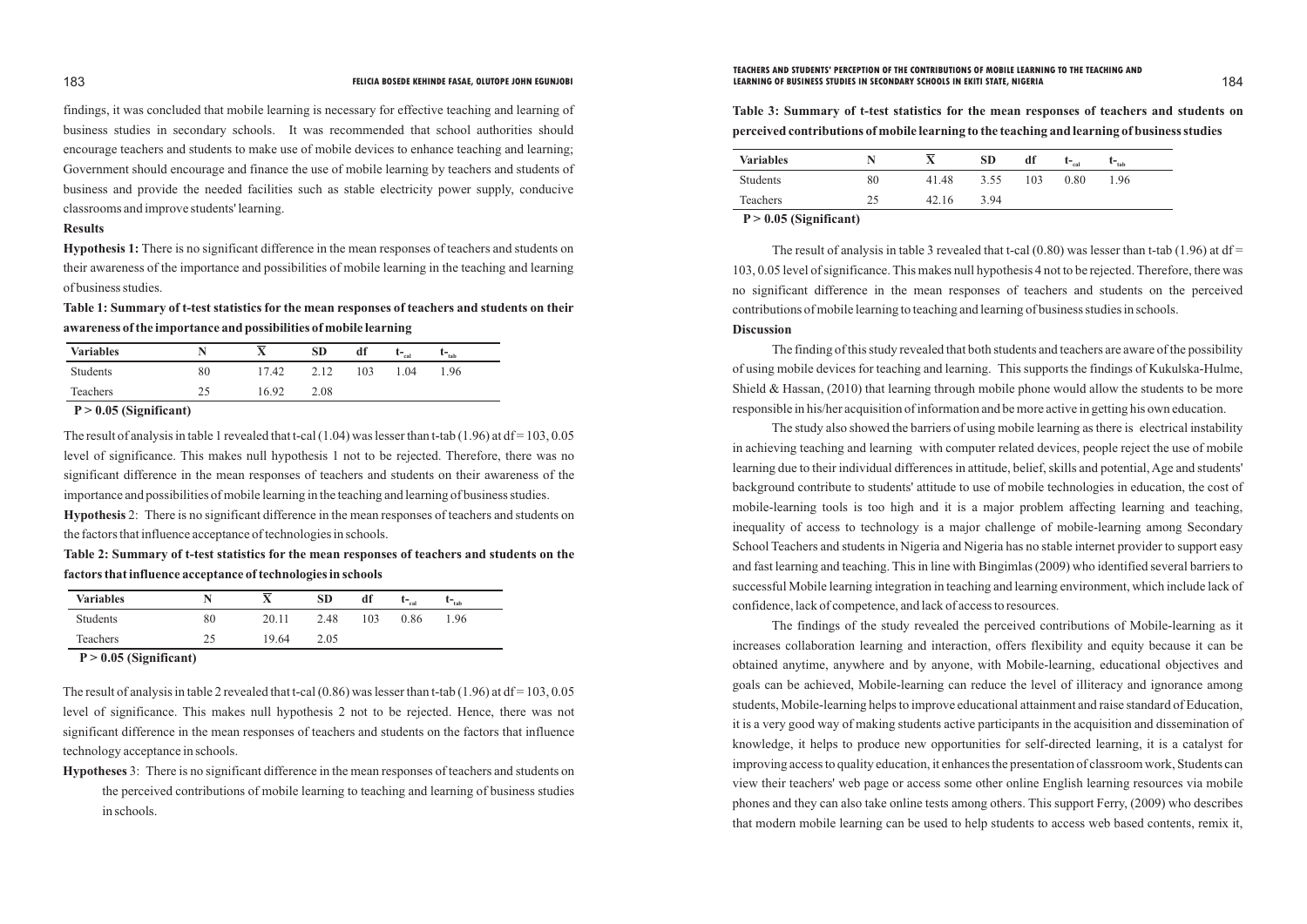findings, it was concluded that mobile learning is necessary for effective teaching and learning of business studies in secondary schools. It was recommended that school authorities should encourage teachers and students to make use of mobile devices to enhance teaching and learning; Government should encourage and finance the use of mobile learning by teachers and students of business and provide the needed facilities such as stable electricity power supply, conducive classrooms and improve students' learning.

**Results**

**Hypothesis 1:** There is no significant difference in the mean responses of teachers and students on their awareness of the importance and possibilities of mobile learning in the teaching and learning of business studies.

**Table 1: Summary of t-test statistics for the mean responses of teachers and students on their awareness of the importance and possibilities of mobile learning**

| Variables | N | $\overline{X}$ | SD | df | $t_{cal}$ | $t_{tab}$ |
|---|---|---|---|---|---|---|
| Students | 80 | 17.42 | 2.12 | 103 | 1.04 | 1.96 |
| Teachers | 25 | 16.92 | 2.08 | | | |

**P > 0.05 (Significant)**

The result of analysis in table 1 revealed that t-cal (1.04) was lesser than t-tab (1.96) at df = 103, 0.05 level of significance. This makes null hypothesis 1 not to be rejected. Therefore, there was no significant difference in the mean responses of teachers and students on their awareness of the importance and possibilities of mobile learning in the teaching and learning of business studies.

**Hypothesis** 2: There is no significant difference in the mean responses of teachers and students on the factors that influence acceptance of technologies in schools.

**Table 2: Summary of t-test statistics for the mean responses of teachers and students on the factors that influence acceptance of technologies in schools**

| Variables | N | $\overline{X}$ | SD | df | $t_{cal}$ | $t_{tab}$ |
|---|---|---|---|---|---|---|
| Students | 80 | 20.11 | 2.48 | 103 | 0.86 | 1.96 |
| Teachers | 25 | 19.64 | 2.05 | | | |

**P > 0.05 (Significant)**

The result of analysis in table 2 revealed that t-cal (0.86) was lesser than t-tab (1.96) at df = 103, 0.05 level of significance. This makes null hypothesis 2 not to be rejected. Hence, there was not significant difference in the mean responses of teachers and students on the factors that influence technology acceptance in schools.

**Hypotheses** 3: There is no significant difference in the mean responses of teachers and students on the perceived contributions of mobile learning to teaching and learning of business studies in schools.

**Table 3: Summary of t-test statistics for the mean responses of teachers and students on perceived contributions of mobile learning to the teaching and learning of business studies**

| Variables | N | $\overline{X}$ | SD | df | $t_{cal}$ | $t_{tab}$ |
|---|---|---|---|---|---|---|
| Students | 80 | 41.48 | 3.55 | 103 | 0.80 | 1.96 |
| Teachers | 25 | 42.16 | 3.94 | | | |

**P > 0.05 (Significant)**

The result of analysis in table 3 revealed that t-cal (0.80) was lesser than t-tab (1.96) at df = 103, 0.05 level of significance. This makes null hypothesis 4 not to be rejected. Therefore, there was no significant difference in the mean responses of teachers and students on the perceived contributions of mobile learning to teaching and learning of business studies in schools.

**Discussion**

The finding of this study revealed that both students and teachers are aware of the possibility of using mobile devices for teaching and learning. This supports the findings of Kukulska-Hulme, Shield & Hassan, (2010) that learning through mobile phone would allow the students to be more responsible in his/her acquisition of information and be more active in getting his own education.

The study also showed the barriers of using mobile learning as there is electrical instability in achieving teaching and learning with computer related devices, people reject the use of mobile learning due to their individual differences in attitude, belief, skills and potential, Age and students' background contribute to students' attitude to use of mobile technologies in education, the cost of mobile-learning tools is too high and it is a major problem affecting learning and teaching, inequality of access to technology is a major challenge of mobile-learning among Secondary School Teachers and students in Nigeria and Nigeria has no stable internet provider to support easy and fast learning and teaching. This in line with Bingimlas (2009) who identified several barriers to successful Mobile learning integration in teaching and learning environment, which include lack of confidence, lack of competence, and lack of access to resources.

The findings of the study revealed the perceived contributions of Mobile-learning as it increases collaboration learning and interaction, offers flexibility and equity because it can be obtained anytime, anywhere and by anyone, with Mobile-learning, educational objectives and goals can be achieved, Mobile-learning can reduce the level of illiteracy and ignorance among students, Mobile-learning helps to improve educational attainment and raise standard of Education, it is a very good way of making students active participants in the acquisition and dissemination of knowledge, it helps to produce new opportunities for self-directed learning, it is a catalyst for improving access to quality education, it enhances the presentation of classroom work, Students can view their teachers' web page or access some other online English learning resources via mobile phones and they can also take online tests among others. This support Ferry, (2009) who describes that modern mobile learning can be used to help students to access web based contents, remix it,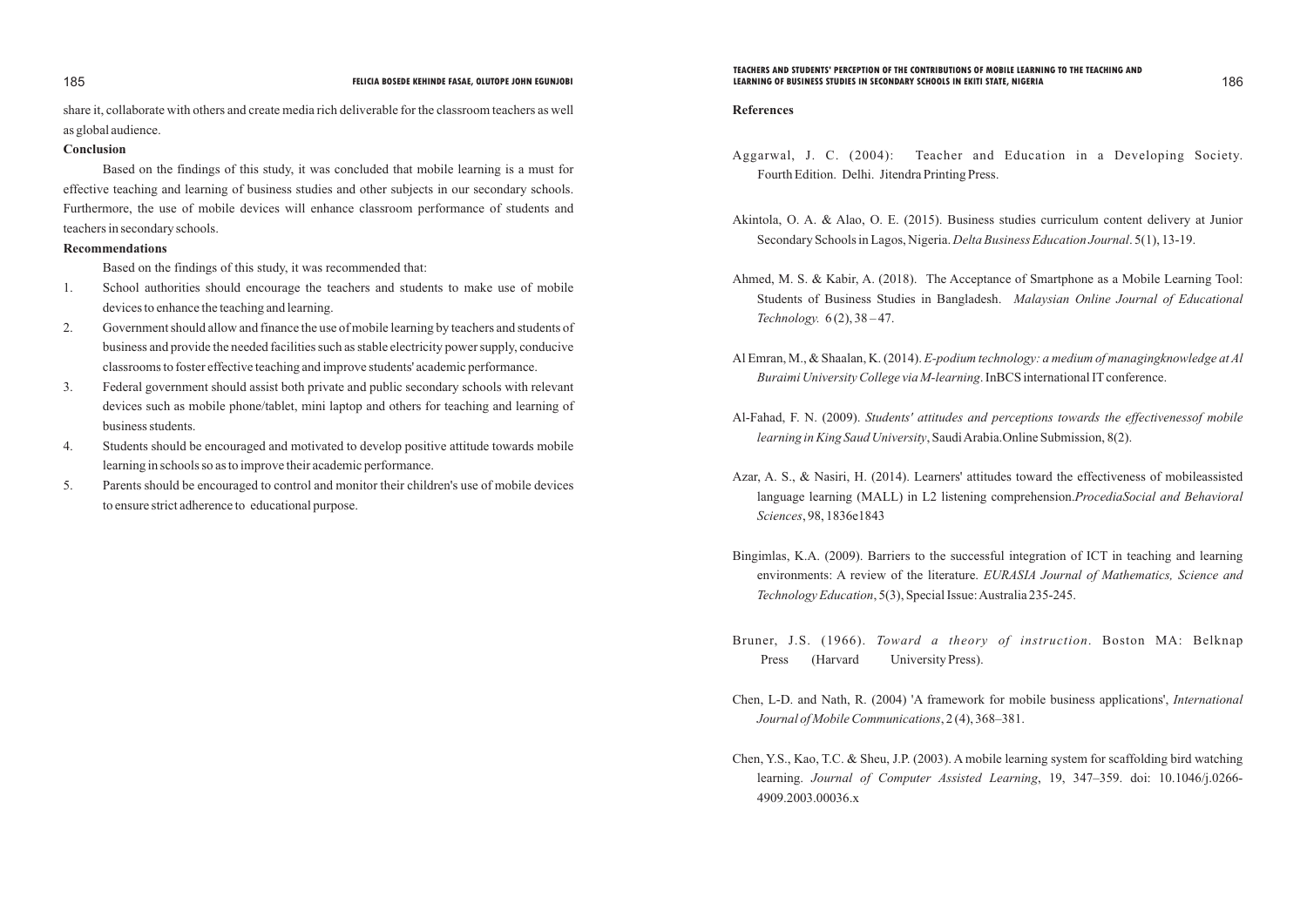share it, collaborate with others and create media rich deliverable for the classroom teachers as well as global audience.

**Conclusion**

Based on the findings of this study, it was concluded that mobile learning is a must for effective teaching and learning of business studies and other subjects in our secondary schools. Furthermore, the use of mobile devices will enhance classroom performance of students and teachers in secondary schools.

**Recommendations**

Based on the findings of this study, it was recommended that:

1. School authorities should encourage the teachers and students to make use of mobile devices to enhance the teaching and learning.
2. Government should allow and finance the use of mobile learning by teachers and students of business and provide the needed facilities such as stable electricity power supply, conducive classrooms to foster effective teaching and improve students' academic performance.
3. Federal government should assist both private and public secondary schools with relevant devices such as mobile phone/tablet, mini laptop and others for teaching and learning of business students.
4. Students should be encouraged and motivated to develop positive attitude towards mobile learning in schools so as to improve their academic performance.
5. Parents should be encouraged to control and monitor their children's use of mobile devices to ensure strict adherence to educational purpose.

**References**

Aggarwal, J. C. (2004): Teacher and Education in a Developing Society. Fourth Edition. Delhi. Jitendra Printing Press.

Akintola, O. A. & Alao, O. E. (2015). Business studies curriculum content delivery at Junior Secondary Schools in Lagos, Nigeria. *Delta Business Education Journal*. 5(1), 13-19.

Ahmed, M. S. & Kabir, A. (2018). The Acceptance of Smartphone as a Mobile Learning Tool: Students of Business Studies in Bangladesh. *Malaysian Online Journal of Educational Technology.* 6 (2), 38 – 47.

Al Emran, M., & Shaalan, K. (2014). *E-podium technology: a medium of managingknowledge at Al Buraimi University College via M-learning*. InBCS international IT conference.

Al-Fahad, F. N. (2009). *Students' attitudes and perceptions towards the effectivenessof mobile learning in King Saud University*, Saudi Arabia.Online Submission, 8(2).

Azar, A. S., & Nasiri, H. (2014). Learners' attitudes toward the effectiveness of mobileassisted language learning (MALL) in L2 listening comprehension.*ProcediaSocial and Behavioral Sciences*, 98, 1836e1843

Bingimlas, K.A. (2009). Barriers to the successful integration of ICT in teaching and learning environments: A review of the literature. *EURASIA Journal of Mathematics, Science and Technology Education*, 5(3), Special Issue: Australia 235-245.

Bruner, J.S. (1966). *Toward a theory of instruction*. Boston MA: Belknap Press (Harvard University Press).

Chen, L-D. and Nath, R. (2004) 'A framework for mobile business applications', *International Journal of Mobile Communications*, 2 (4), 368–381.

Chen, Y.S., Kao, T.C. & Sheu, J.P. (2003). A mobile learning system for scaffolding bird watching learning. *Journal of Computer Assisted Learning*, 19, 347–359. doi: 10.1046/j.0266-4909.2003.00036.x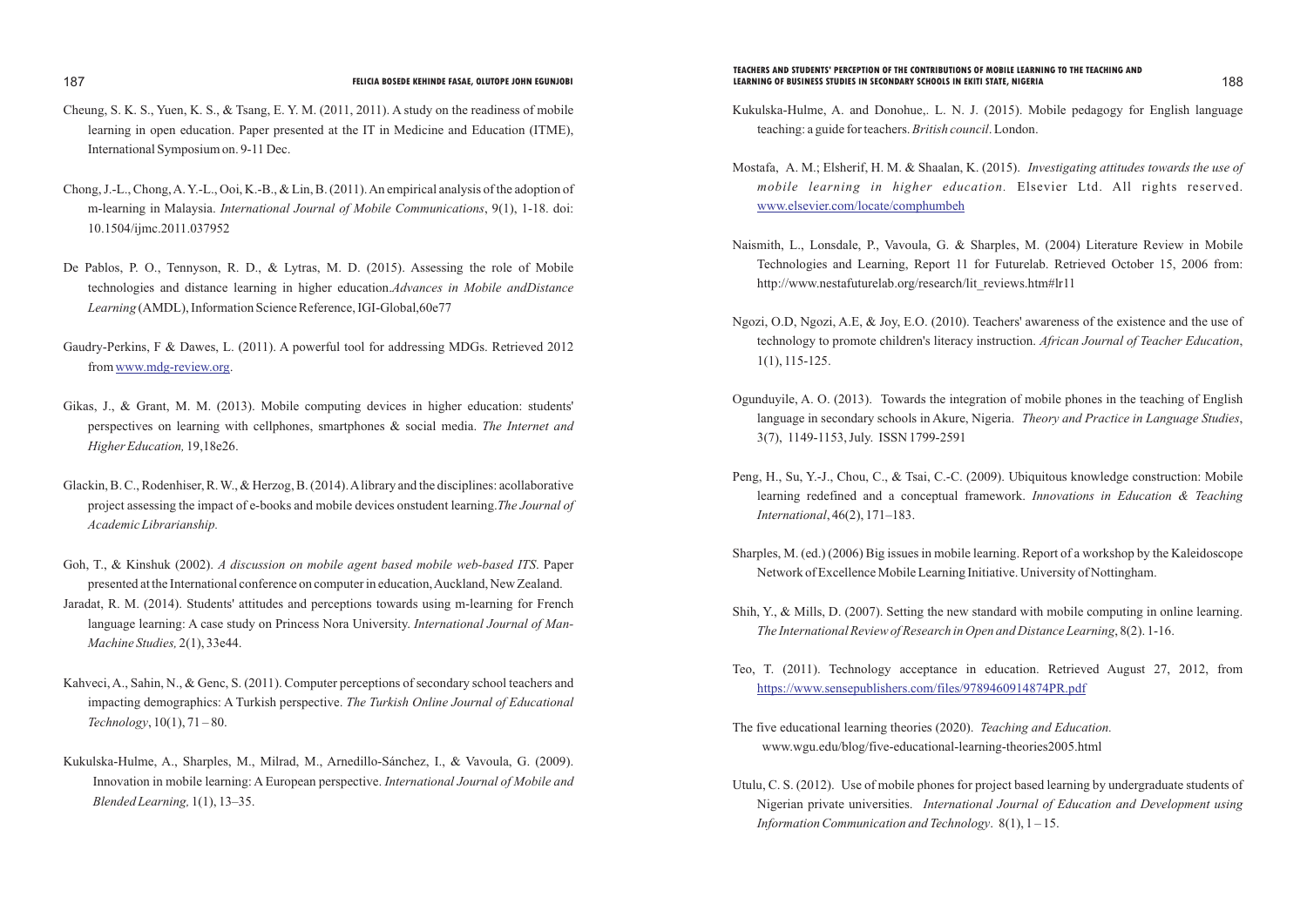Cheung, S. K. S., Yuen, K. S., & Tsang, E. Y. M. (2011, 2011). A study on the readiness of mobile learning in open education. Paper presented at the IT in Medicine and Education (ITME), International Symposium on. 9-11 Dec.

Chong, J.-L., Chong, A. Y.-L., Ooi, K.-B., & Lin, B. (2011). An empirical analysis of the adoption of m-learning in Malaysia. *International Journal of Mobile Communications*, 9(1), 1-18. doi: 10.1504/ijmc.2011.037952

De Pablos, P. O., Tennyson, R. D., & Lytras, M. D. (2015). Assessing the role of Mobile technologies and distance learning in higher education.*Advances in Mobile andDistance Learning* (AMDL), Information Science Reference, IGI-Global,60e77

Gaudry-Perkins, F & Dawes, L. (2011). A powerful tool for addressing MDGs. Retrieved 2012 from www.mdg-review.org.

Gikas, J., & Grant, M. M. (2013). Mobile computing devices in higher education: students' perspectives on learning with cellphones, smartphones & social media. *The Internet and Higher Education,* 19,18e26.

Glackin, B. C., Rodenhiser, R. W., & Herzog, B. (2014). A library and the disciplines: acollaborative project assessing the impact of e-books and mobile devices onstudent learning.*The Journal of Academic Librarianship.*

Goh, T., & Kinshuk (2002). *A discussion on mobile agent based mobile web-based ITS*. Paper presented at the International conference on computer in education, Auckland, New Zealand.

Jaradat, R. M. (2014). Students' attitudes and perceptions towards using m-learning for French language learning: A case study on Princess Nora University. *International Journal of Man-Machine Studies,* 2(1), 33e44.

Kahveci, A., Sahin, N., & Genc, S. (2011). Computer perceptions of secondary school teachers and impacting demographics: A Turkish perspective. *The Turkish Online Journal of Educational Technology*, 10(1), 71 – 80.

Kukulska-Hulme, A., Sharples, M., Milrad, M., Arnedillo-Sánchez, I., & Vavoula, G. (2009). Innovation in mobile learning: A European perspective. *International Journal of Mobile and Blended Learning,* 1(1), 13–35.

Kukulska-Hulme, A. and Donohue,. L. N. J. (2015). Mobile pedagogy for English language teaching: a guide for teachers. *British council*. London.

Mostafa, A. M.; Elsherif, H. M. & Shaalan, K. (2015). *Investigating attitudes towards the use of mobile learning in higher education.* Elsevier Ltd. All rights reserved. www.elsevier.com/locate/comphumbeh

Naismith, L., Lonsdale, P., Vavoula, G. & Sharples, M. (2004) Literature Review in Mobile Technologies and Learning, Report 11 for Futurelab. Retrieved October 15, 2006 from: http://www.nestafuturelab.org/research/lit_reviews.htm#lr11

Ngozi, O.D, Ngozi, A.E, & Joy, E.O. (2010). Teachers' awareness of the existence and the use of technology to promote children's literacy instruction. *African Journal of Teacher Education*, 1(1), 115-125.

Ogunduyile, A. O. (2013). Towards the integration of mobile phones in the teaching of English language in secondary schools in Akure, Nigeria. *Theory and Practice in Language Studies*, 3(7), 1149-1153, July. ISSN 1799-2591

Peng, H., Su, Y.-J., Chou, C., & Tsai, C.-C. (2009). Ubiquitous knowledge construction: Mobile learning redefined and a conceptual framework. *Innovations in Education & Teaching International*, 46(2), 171–183.

Sharples, M. (ed.) (2006) Big issues in mobile learning. Report of a workshop by the Kaleidoscope Network of Excellence Mobile Learning Initiative. University of Nottingham.

Shih, Y., & Mills, D. (2007). Setting the new standard with mobile computing in online learning. *The International Review of Research in Open and Distance Learning*, 8(2). 1-16.

Teo, T. (2011). Technology acceptance in education. Retrieved August 27, 2012, from https://www.sensepublishers.com/files/9789460914874PR.pdf

The five educational learning theories (2020). *Teaching and Education.* www.wgu.edu/blog/five-educational-learning-theories2005.html

Utulu, C. S. (2012). Use of mobile phones for project based learning by undergraduate students of Nigerian private universities. *International Journal of Education and Development using Information Communication and Technology*. 8(1), 1 – 15.